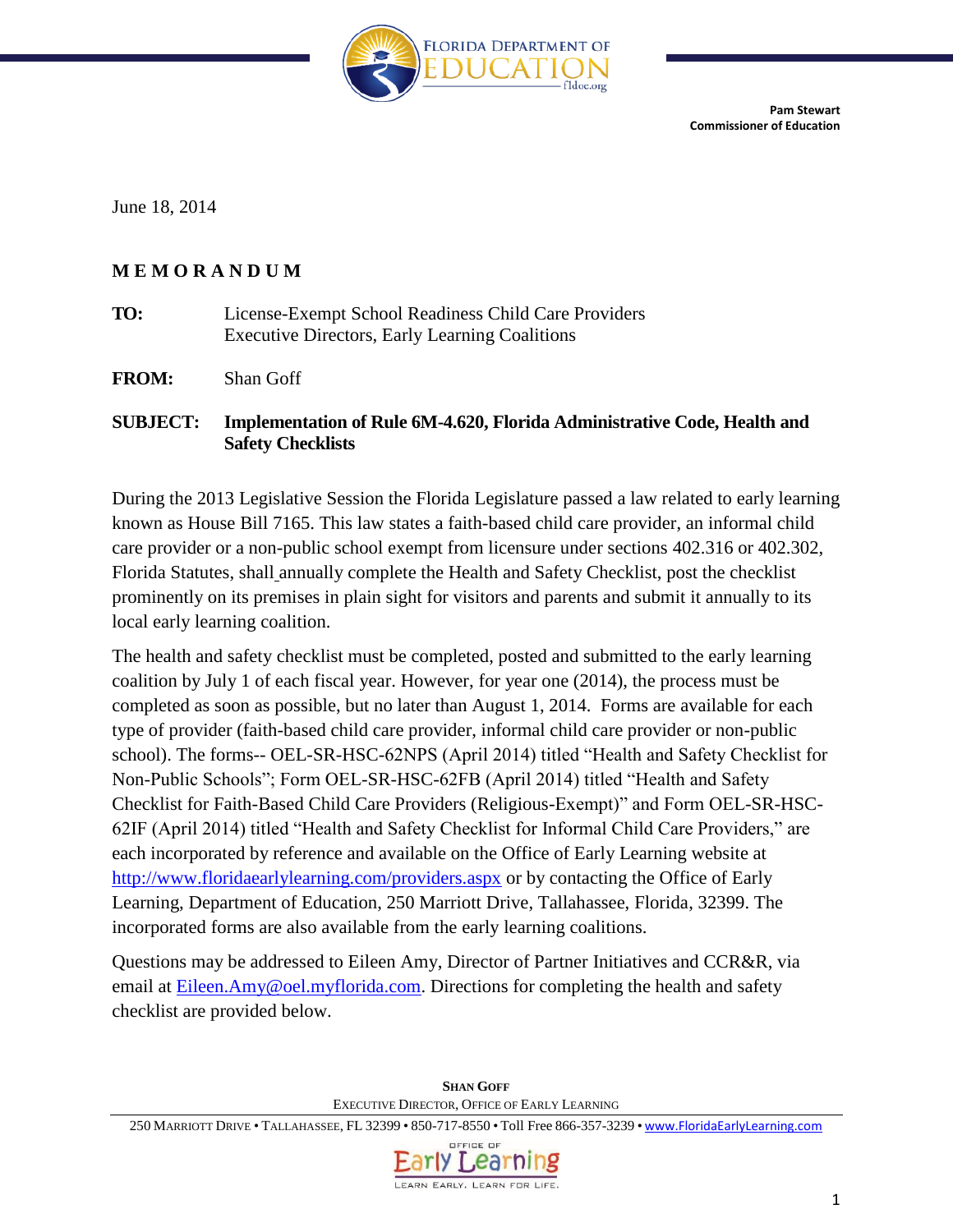FLORIDA DEPARTMENT OF EDUCATION
fldoe.org

**Pam Stewart**
**Commissioner of Education**

June 18, 2014

**M E M O R A N D U M**

**TO:** License-Exempt School Readiness Child Care Providers
Executive Directors, Early Learning Coalitions

**FROM:** Shan Goff

**SUBJECT: Implementation of Rule 6M-4.620, Florida Administrative Code, Health and Safety Checklists**

During the 2013 Legislative Session the Florida Legislature passed a law related to early learning known as House Bill 7165. This law states a faith-based child care provider, an informal child care provider or a non-public school exempt from licensure under sections 402.316 or 402.302, Florida Statutes, shall annually complete the Health and Safety Checklist, post the checklist prominently on its premises in plain sight for visitors and parents and submit it annually to its local early learning coalition.

The health and safety checklist must be completed, posted and submitted to the early learning coalition by July 1 of each fiscal year. However, for year one (2014), the process must be completed as soon as possible, but no later than August 1, 2014. Forms are available for each type of provider (faith-based child care provider, informal child care provider or non-public school). The forms-- OEL-SR-HSC-62NPS (April 2014) titled "Health and Safety Checklist for Non-Public Schools"; Form OEL-SR-HSC-62FB (April 2014) titled "Health and Safety Checklist for Faith-Based Child Care Providers (Religious-Exempt)" and Form OEL-SR-HSC-62IF (April 2014) titled "Health and Safety Checklist for Informal Child Care Providers," are each incorporated by reference and available on the Office of Early Learning website at http://www.floridaearlylearning.com/providers.aspx or by contacting the Office of Early Learning, Department of Education, 250 Marriott Drive, Tallahassee, Florida, 32399. The incorporated forms are also available from the early learning coalitions.

Questions may be addressed to Eileen Amy, Director of Partner Initiatives and CCR&R, via email at Eileen.Amy@oel.myflorida.com. Directions for completing the health and safety checklist are provided below.

**SHAN GOFF**
EXECUTIVE DIRECTOR, OFFICE OF EARLY LEARNING

250 MARRIOTT DRIVE • TALLAHASSEE, FL 32399 • 850-717-8550 • Toll Free 866-357-3239 • www.FloridaEarlyLearning.com

OFFICE OF Early Learning
LEARN EARLY. LEARN FOR LIFE.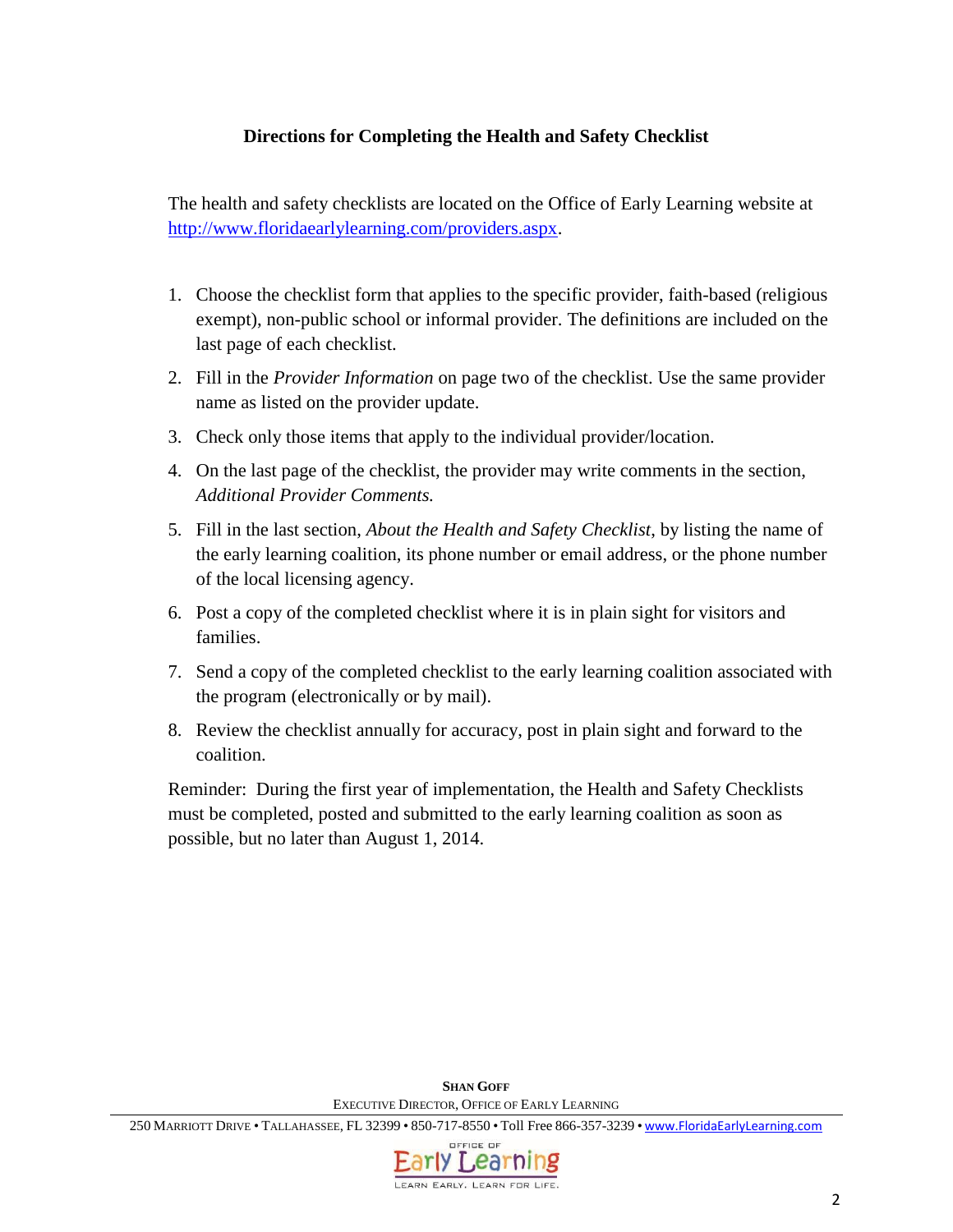## Directions for Completing the Health and Safety Checklist

The health and safety checklists are located on the Office of Early Learning website at [http://www.floridaearlylearning.com/providers.aspx](http://www.floridaearlylearning.com/providers.aspx).

1. Choose the checklist form that applies to the specific provider, faith-based (religious exempt), non-public school or informal provider. The definitions are included on the last page of each checklist.
2. Fill in the *Provider Information* on page two of the checklist. Use the same provider name as listed on the provider update.
3. Check only those items that apply to the individual provider/location.
4. On the last page of the checklist, the provider may write comments in the section, *Additional Provider Comments.*
5. Fill in the last section, *About the Health and Safety Checklist*, by listing the name of the early learning coalition, its phone number or email address, or the phone number of the local licensing agency.
6. Post a copy of the completed checklist where it is in plain sight for visitors and families.
7. Send a copy of the completed checklist to the early learning coalition associated with the program (electronically or by mail).
8. Review the checklist annually for accuracy, post in plain sight and forward to the coalition.

Reminder: During the first year of implementation, the Health and Safety Checklists must be completed, posted and submitted to the early learning coalition as soon as possible, but no later than August 1, 2014.

**SHAN GOFF**
EXECUTIVE DIRECTOR, OFFICE OF EARLY LEARNING

250 MARRIOTT DRIVE • TALLAHASSEE, FL 32399 • 850-717-8550 • Toll Free 866-357-3239 • [www.FloridaEarlyLearning.com](http://www.FloridaEarlyLearning.com)

OFFICE OF Early Learning
LEARN EARLY. LEARN FOR LIFE.